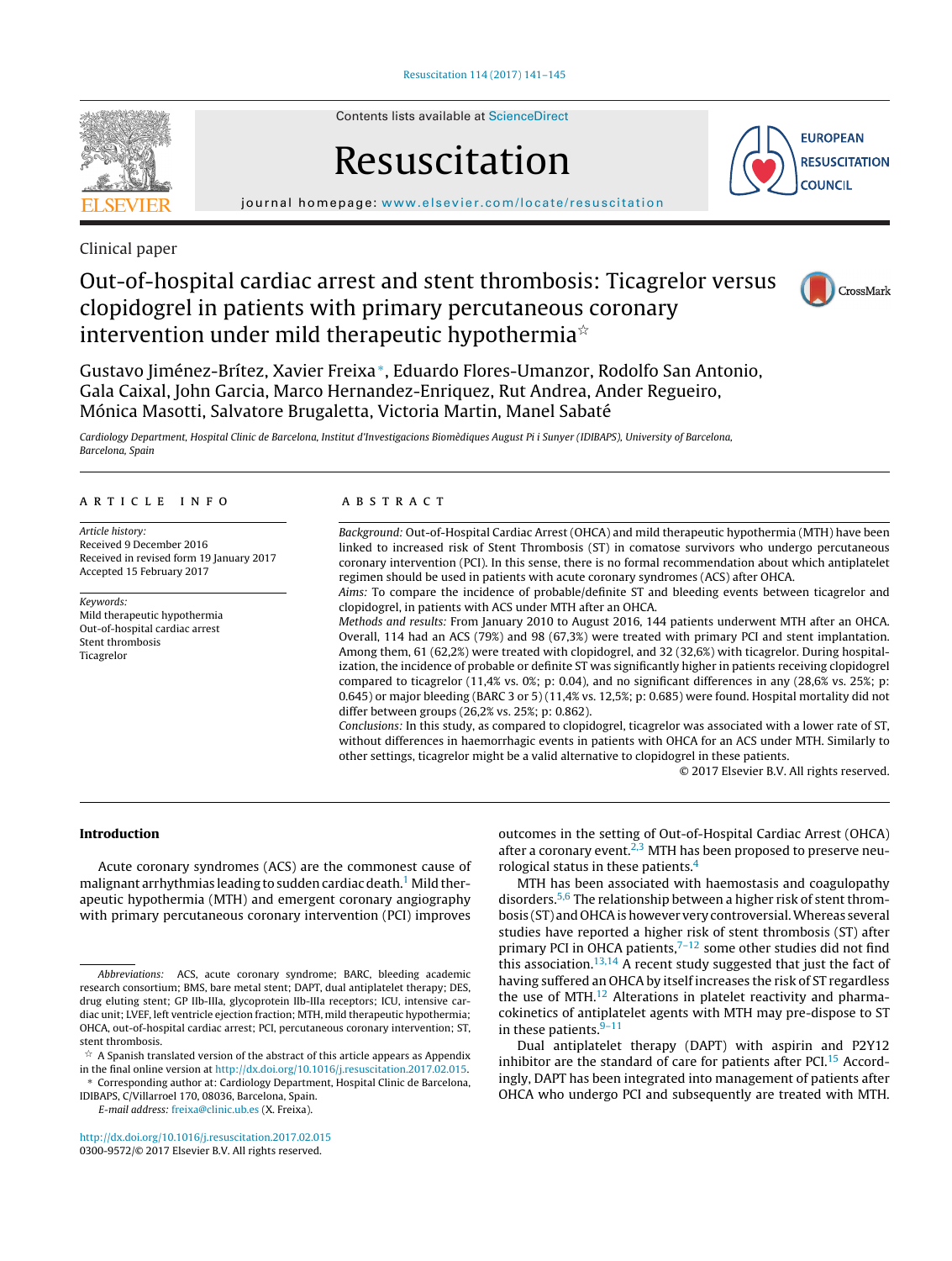Clinical paper

# Out-of-hospital cardiac arrest and stent thrombosis: Ticagrelor versus clopidogrel in patients with primary percutaneous coronary intervention under mild therapeutic hypothermia☆

Gustavo Jiménez-Brítez, Xavier Freixa*, Eduardo Flores-Umanzor, Rodolfo San Antonio, Gala Caixal, John Garcia, Marco Hernandez-Enriquez, Rut Andrea, Ander Regueiro, Mónica Masotti, Salvatore Brugaletta, Victoria Martin, Manel Sabaté

*Cardiology Department, Hospital Clinic de Barcelona, Institut d'Investigacions Biomèdiques August Pi i Sunyer (IDIBAPS), University of Barcelona, Barcelona, Spain*

## ARTICLE INFO

*Article history:*
Received 9 December 2016
Received in revised form 19 January 2017
Accepted 15 February 2017

*Keywords:*
Mild therapeutic hypothermia
Out-of-hospital cardiac arrest
Stent thrombosis
Ticagrelor

## ABSTRACT

*Background:* Out-of-Hospital Cardiac Arrest (OHCA) and mild therapeutic hypothermia (MTH) have been linked to increased risk of Stent Thrombosis (ST) in comatose survivors who undergo percutaneous coronary intervention (PCI). In this sense, there is no formal recommendation about which antiplatelet regimen should be used in patients with acute coronary syndromes (ACS) after OHCA.

*Aims:* To compare the incidence of probable/definite ST and bleeding events between ticagrelor and clopidogrel, in patients with ACS under MTH after an OHCA.

*Methods and results:* From January 2010 to August 2016, 144 patients underwent MTH after an OHCA. Overall, 114 had an ACS (79%) and 98 (67,3%) were treated with primary PCI and stent implantation. Among them, 61 (62,2%) were treated with clopidogrel, and 32 (32,6%) with ticagrelor. During hospitalization, the incidence of probable or definite ST was significantly higher in patients receiving clopidogrel compared to ticagrelor (11,4% vs. 0%; p: 0.04), and no significant differences in any (28,6% vs. 25%; p: 0.645) or major bleeding (BARC 3 or 5) (11,4% vs. 12,5%; p: 0.685) were found. Hospital mortality did not differ between groups (26,2% vs. 25%; p: 0.862).

*Conclusions:* In this study, as compared to clopidogrel, ticagrelor was associated with a lower rate of ST, without differences in haemorrhagic events in patients with OHCA for an ACS under MTH. Similarly to other settings, ticagrelor might be a valid alternative to clopidogrel in these patients.

© 2017 Elsevier B.V. All rights reserved.

## Introduction

Acute coronary syndromes (ACS) are the commonest cause of malignant arrhythmias leading to sudden cardiac death.[1] Mild therapeutic hypothermia (MTH) and emergent coronary angiography with primary percutaneous coronary intervention (PCI) improves outcomes in the setting of Out-of-Hospital Cardiac Arrest (OHCA) after a coronary event.[2,3] MTH has been proposed to preserve neurological status in these patients.[4]

MTH has been associated with haemostasis and coagulopathy disorders.[5,6] The relationship between a higher risk of stent thrombosis (ST) and OHCA is however very controversial. Whereas several studies have reported a higher risk of stent thrombosis (ST) after primary PCI in OHCA patients,[7–12] some other studies did not find this association.[13,14] A recent study suggested that just the fact of having suffered an OHCA by itself increases the risk of ST regardless the use of MTH.[12] Alterations in platelet reactivity and pharmacokinetics of antiplatelet agents with MTH may pre-dispose to ST in these patients.[9–11]

Dual antiplatelet therapy (DAPT) with aspirin and P2Y12 inhibitor are the standard of care for patients after PCI.[15] Accordingly, DAPT has been integrated into management of patients after OHCA who undergo PCI and subsequently are treated with MTH.

---

*Abbreviations:* ACS, acute coronary syndrome; BARC, bleeding academic research consortium; BMS, bare metal stent; DAPT, dual antiplatelet therapy; DES, drug eluting stent; GP IIb-IIIa, glycoprotein IIb-IIIa receptors; ICU, intensive cardiac unit; LVEF, left ventricle ejection fraction; MTH, mild therapeutic hypothermia; OHCA, out-of-hospital cardiac arrest; PCI, percutaneous coronary intervention; ST, stent thrombosis.

☆ A Spanish translated version of the abstract of this article appears as Appendix in the final online version at http://dx.doi.org/10.1016/j.resuscitation.2017.02.015.

* Corresponding author at: Cardiology Department, Hospital Clinic de Barcelona, IDIBAPS, C/Villarroel 170, 08036, Barcelona, Spain.

*E-mail address:* freixa@clinic.ub.es (X. Freixa).

http://dx.doi.org/10.1016/j.resuscitation.2017.02.015
0300-9572/© 2017 Elsevier B.V. All rights reserved.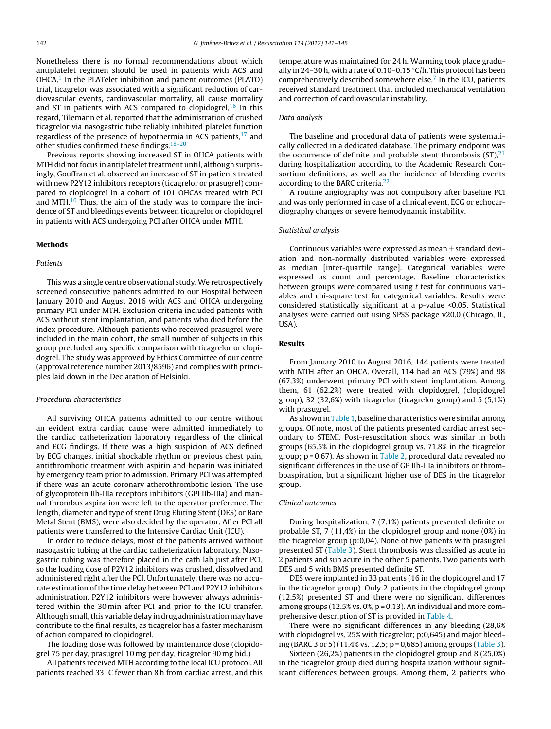Nonetheless there is no formal recommendations about which antiplatelet regimen should be used in patients with ACS and OHCA.[1] In the PLATelet inhibition and patient outcomes (PLATO) trial, ticagrelor was associated with a significant reduction of cardiovascular events, cardiovascular mortality, all cause mortality and ST in patients with ACS compared to clopidogrel,[16] In this regard, Tilemann et al. reported that the administration of crushed ticagrelor via nasogastric tube reliably inhibited platelet function regardless of the presence of hypothermia in ACS patients,[17] and other studies confirmed these findings.[18–20]

Previous reports showing increased ST in OHCA patients with MTH did not focus in antiplatelet treatment until, although surprisingly, Gouffran et al. observed an increase of ST in patients treated with new P2Y12 inhibitors receptors (ticagrelor or prasugrel) compared to clopidogrel in a cohort of 101 OHCAs treated with PCI and MTH.[10] Thus, the aim of the study was to compare the incidence of ST and bleedings events between ticagrelor or clopidogrel in patients with ACS undergoing PCI after OHCA under MTH.

## Methods

### Patients

This was a single centre observational study. We retrospectively screened consecutive patients admitted to our Hospital between January 2010 and August 2016 with ACS and OHCA undergoing primary PCI under MTH. Exclusion criteria included patients with ACS without stent implantation, and patients who died before the index procedure. Although patients who received prasugrel were included in the main cohort, the small number of subjects in this group precluded any specific comparison with ticagrelor or clopidogrel. The study was approved by Ethics Committee of our centre (approval reference number 2013/8596) and complies with principles laid down in the Declaration of Helsinki.

### Procedural characteristics

All surviving OHCA patients admitted to our centre without an evident extra cardiac cause were admitted immediately to the cardiac catheterization laboratory regardless of the clinical and ECG findings. If there was a high suspicion of ACS defined by ECG changes, initial shockable rhythm or previous chest pain, antithrombotic treatment with aspirin and heparin was initiated by emergency team prior to admission. Primary PCI was attempted if there was an acute coronary atherothrombotic lesion. The use of glycoprotein IIb-IIIa receptors inhibitors (GPI IIb-IIIa) and manual thrombus aspiration were left to the operator preference. The length, diameter and type of stent Drug Eluting Stent (DES) or Bare Metal Stent (BMS), were also decided by the operator. After PCI all patients were transferred to the Intensive Cardiac Unit (ICU).

In order to reduce delays, most of the patients arrived without nasogastric tubing at the cardiac catheterization laboratory. Nasogastric tubing was therefore placed in the cath lab just after PCI, so the loading dose of P2Y12 inhibitors was crushed, dissolved and administered right after the PCI. Unfortunately, there was no accurate estimation of the time delay between PCI and P2Y12 inhibitors administration. P2Y12 inhibitors were however always administered within the 30 min after PCI and prior to the ICU transfer. Although small, this variable delay in drug administration may have contribute to the final results, as ticagrelor has a faster mechanism of action compared to clopidogrel.

The loading dose was followed by maintenance dose (clopidogrel 75 per day, prasugrel 10 mg per day, ticagrelor 90 mg bid.)

All patients received MTH according to the local ICU protocol. All patients reached 33 °C fewer than 8 h from cardiac arrest, and this temperature was maintained for 24 h. Warming took place gradually in 24–30 h, with a rate of 0.10–0.15 °C/h. This protocol has been comprehensively described somewhere else.[7] In the ICU, patients received standard treatment that included mechanical ventilation and correction of cardiovascular instability.

### Data analysis

The baseline and procedural data of patients were systematically collected in a dedicated database. The primary endpoint was the occurrence of definite and probable stent thrombosis (ST),[21] during hospitalization according to the Academic Research Consortium definitions, as well as the incidence of bleeding events according to the BARC criteria.[22]

A routine angiography was not compulsory after baseline PCI and was only performed in case of a clinical event, ECG or echocardiography changes or severe hemodynamic instability.

### Statistical analysis

Continuous variables were expressed as mean ± standard deviation and non-normally distributed variables were expressed as median [inter-quartile range]. Categorical variables were expressed as count and percentage. Baseline characteristics between groups were compared using *t* test for continuous variables and chi-square test for categorical variables. Results were considered statistically significant at a p-value <0.05. Statistical analyses were carried out using SPSS package v20.0 (Chicago, IL, USA).

## Results

From January 2010 to August 2016, 144 patients were treated with MTH after an OHCA. Overall, 114 had an ACS (79%) and 98 (67,3%) underwent primary PCI with stent implantation. Among them, 61 (62,2%) were treated with clopidogrel, (clopidogrel group), 32 (32,6%) with ticagrelor (ticagrelor group) and 5 (5,1%) with prasugrel.

As shown in Table 1, baseline characteristics were similar among groups. Of note, most of the patients presented cardiac arrest secondary to STEMI. Post-resuscitation shock was similar in both groups (65.5% in the clopidogrel group vs. 71.8% in the ticagrelor group; p = 0.67). As shown in Table 2, procedural data revealed no significant differences in the use of GP IIb-IIIa inhibitors or thromboaspiration, but a significant higher use of DES in the ticagrelor group.

### Clinical outcomes

During hospitalization, 7 (7.1%) patients presented definite or probable ST, 7 (11,4%) in the clopidogrel group and none (0%) in the ticagrelor group (p:0,04). None of five patients with prasugrel presented ST (Table 3). Stent thrombosis was classified as acute in 2 patients and sub acute in the other 5 patients. Two patients with DES and 5 with BMS presented definite ST.

DES were implanted in 33 patients (16 in the clopidogrel and 17 in the ticagrelor group). Only 2 patients in the clopidogrel group (12.5%) presented ST and there were no significant differences among groups (12.5% vs. 0%, p = 0.13). An individual and more comprehensive description of ST is provided in Table 4.

There were no significant differences in any bleeding (28,6% with clopidogrel vs. 25% with ticagrelor; p:0,645) and major bleeding (BARC 3 or 5) (11,4% vs. 12,5; p = 0,685) among groups (Table 3).

Sixteen (26,2%) patients in the clopidogrel group and 8 (25.0%) in the ticagrelor group died during hospitalization without significant differences between groups. Among them, 2 patients who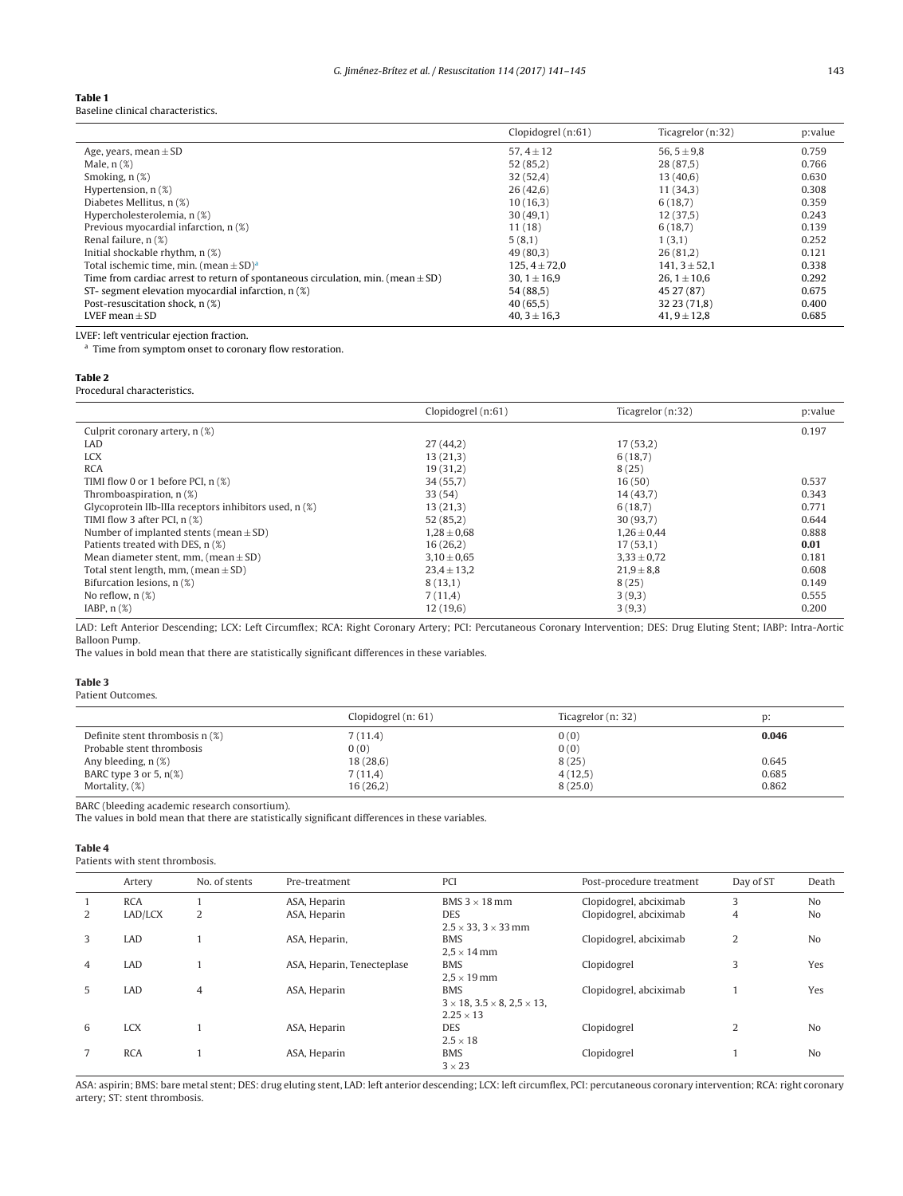**Table 1**
Baseline clinical characteristics.

| | Clopidogrel (n:61) | Ticagrelor (n:32) | p:value |
|---|---|---|---|
| Age, years, mean ± SD | 57, 4 ± 12 | 56, 5 ± 9,8 | 0.759 |
| Male, n (%) | 52 (85,2) | 28 (87,5) | 0.766 |
| Smoking, n (%) | 32 (52,4) | 13 (40,6) | 0.630 |
| Hypertension, n (%) | 26 (42,6) | 11 (34,3) | 0.308 |
| Diabetes Mellitus, n (%) | 10 (16,3) | 6 (18,7) | 0.359 |
| Hypercholesterolemia, n (%) | 30 (49,1) | 12 (37,5) | 0.243 |
| Previous myocardial infarction, n (%) | 11 (18) | 6 (18,7) | 0.139 |
| Renal failure, n (%) | 5 (8,1) | 1 (3,1) | 0.252 |
| Initial shockable rhythm, n (%) | 49 (80,3) | 26 (81,2) | 0.121 |
| Total ischemic time, min. (mean ± SD)[a] | 125, 4 ± 72,0 | 141, 3 ± 52,1 | 0.338 |
| Time from cardiac arrest to return of spontaneous circulation, min. (mean ± SD) | 30, 1 ± 16,9 | 26, 1 ± 10,6 | 0.292 |
| ST- segment elevation myocardial infarction, n (%) | 54 (88,5) | 45 27 (87) | 0.675 |
| Post-resuscitation shock, n (%) | 40 (65,5) | 32 23 (71,8) | 0.400 |
| LVEF mean ± SD | 40, 3 ± 16,3 | 41, 9 ± 12,8 | 0.685 |

LVEF: left ventricular ejection fraction.
[a] Time from symptom onset to coronary flow restoration.

**Table 2**
Procedural characteristics.

| | Clopidogrel (n:61) | Ticagrelor (n:32) | p:value |
|---|---|---|---|
| Culprit coronary artery, n (%) | | | 0.197 |
| LAD | 27 (44,2) | 17 (53,2) | |
| LCX | 13 (21,3) | 6 (18,7) | |
| RCA | 19 (31,2) | 8 (25) | |
| TIMI flow 0 or 1 before PCI, n (%) | 34 (55,7) | 16 (50) | 0.537 |
| Thromboaspiration, n (%) | 33 (54) | 14 (43,7) | 0.343 |
| Glycoprotein IIb-IIIa receptors inhibitors used, n (%) | 13 (21,3) | 6 (18,7) | 0.771 |
| TIMI flow 3 after PCI, n (%) | 52 (85,2) | 30 (93,7) | 0.644 |
| Number of implanted stents (mean ± SD) | 1,28 ± 0,68 | 1,26 ± 0,44 | 0.888 |
| Patients treated with DES, n (%) | 16 (26,2) | 17 (53,1) | **0.01** |
| Mean diameter stent, mm, (mean ± SD) | 3,10 ± 0,65 | 3,33 ± 0,72 | 0.181 |
| Total stent length, mm, (mean ± SD) | 23,4 ± 13,2 | 21,9 ± 8,8 | 0.608 |
| Bifurcation lesions, n (%) | 8 (13,1) | 8 (25) | 0.149 |
| No reflow, n (%) | 7 (11,4) | 3 (9,3) | 0.555 |
| IABP, n (%) | 12 (19,6) | 3 (9,3) | 0.200 |

LAD: Left Anterior Descending; LCX: Left Circumflex; RCA: Right Coronary Artery; PCI: Percutaneous Coronary Intervention; DES: Drug Eluting Stent; IABP: Intra-Aortic Balloon Pump.
The values in bold mean that there are statistically significant differences in these variables.

**Table 3**
Patient Outcomes.

| | Clopidogrel (n: 61) | Ticagrelor (n: 32) | p: |
|---|---|---|---|
| Definite stent thrombosis n (%) | 7 (11.4) | 0 (0) | **0.046** |
| Probable stent thrombosis | 0 (0) | 0 (0) | |
| Any bleeding, n (%) | 18 (28,6) | 8 (25) | 0.645 |
| BARC type 3 or 5, n(%) | 7 (11,4) | 4 (12,5) | 0.685 |
| Mortality, (%) | 16 (26,2) | 8 (25.0) | 0.862 |

BARC (bleeding academic research consortium).
The values in bold mean that there are statistically significant differences in these variables.

**Table 4**
Patients with stent thrombosis.

| | Artery | No. of stents | Pre-treatment | PCI | Post-procedure treatment | Day of ST | Death |
|---|---|---|---|---|---|---|---|
| 1 | RCA | 1 | ASA, Heparin | BMS 3 × 18 mm | Clopidogrel, abciximab | 3 | No |
| 2 | LAD/LCX | 2 | ASA, Heparin | DES 2.5 × 33, 3 × 33 mm | Clopidogrel, abciximab | 4 | No |
| 3 | LAD | 1 | ASA, Heparin, | BMS 2,5 × 14 mm | Clopidogrel, abciximab | 2 | No |
| 4 | LAD | 1 | ASA, Heparin, Tenecteplase | BMS 2,5 × 19 mm | Clopidogrel | 3 | Yes |
| 5 | LAD | 4 | ASA, Heparin | BMS 3 × 18, 3.5 × 8, 2,5 × 13, 2.25 × 13 | Clopidogrel, abciximab | 1 | Yes |
| 6 | LCX | 1 | ASA, Heparin | DES 2.5 × 18 | Clopidogrel | 2 | No |
| 7 | RCA | 1 | ASA, Heparin | BMS 3 × 23 | Clopidogrel | 1 | No |

ASA: aspirin; BMS: bare metal stent; DES: drug eluting stent, LAD: left anterior descending; LCX: left circumflex, PCI: percutaneous coronary intervention; RCA: right coronary artery; ST: stent thrombosis.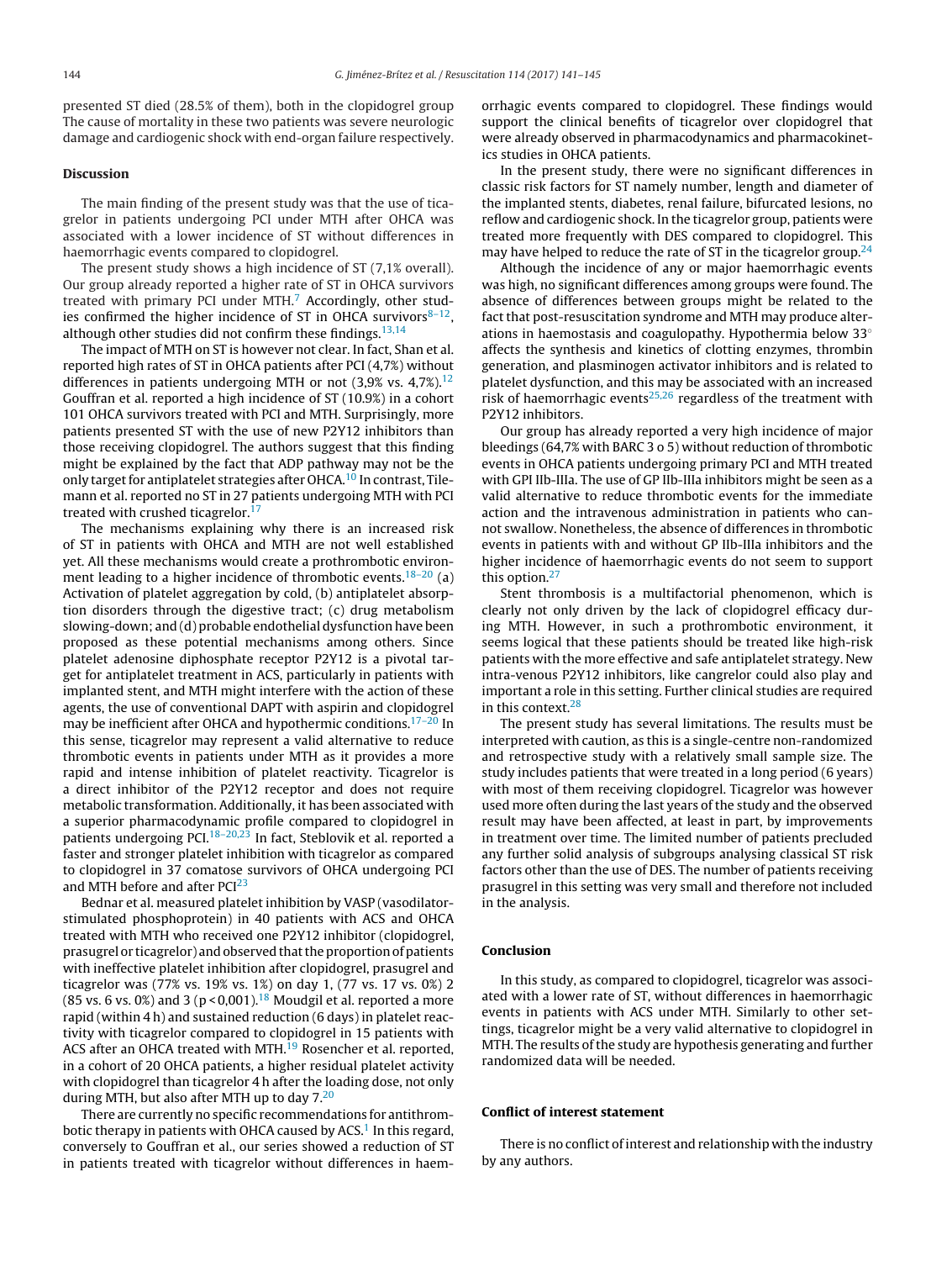presented ST died (28.5% of them), both in the clopidogrel group The cause of mortality in these two patients was severe neurologic damage and cardiogenic shock with end-organ failure respectively.

## Discussion

The main finding of the present study was that the use of ticagrelor in patients undergoing PCI under MTH after OHCA was associated with a lower incidence of ST without differences in haemorrhagic events compared to clopidogrel.

The present study shows a high incidence of ST (7,1% overall). Our group already reported a higher rate of ST in OHCA survivors treated with primary PCI under MTH.[7] Accordingly, other studies confirmed the higher incidence of ST in OHCA survivors[8–12], although other studies did not confirm these findings.[13,14]

The impact of MTH on ST is however not clear. In fact, Shan et al. reported high rates of ST in OHCA patients after PCI (4,7%) without differences in patients undergoing MTH or not (3,9% vs. 4,7%).[12] Gouffran et al. reported a high incidence of ST (10.9%) in a cohort 101 OHCA survivors treated with PCI and MTH. Surprisingly, more patients presented ST with the use of new P2Y12 inhibitors than those receiving clopidogrel. The authors suggest that this finding might be explained by the fact that ADP pathway may not be the only target for antiplatelet strategies after OHCA.[10] In contrast, Tilemann et al. reported no ST in 27 patients undergoing MTH with PCI treated with crushed ticagrelor.[17]

The mechanisms explaining why there is an increased risk of ST in patients with OHCA and MTH are not well established yet. All these mechanisms would create a prothrombotic environment leading to a higher incidence of thrombotic events.[18–20] (a) Activation of platelet aggregation by cold, (b) antiplatelet absorption disorders through the digestive tract; (c) drug metabolism slowing-down; and (d) probable endothelial dysfunction have been proposed as these potential mechanisms among others. Since platelet adenosine diphosphate receptor P2Y12 is a pivotal target for antiplatelet treatment in ACS, particularly in patients with implanted stent, and MTH might interfere with the action of these agents, the use of conventional DAPT with aspirin and clopidogrel may be inefficient after OHCA and hypothermic conditions.[17–20] In this sense, ticagrelor may represent a valid alternative to reduce thrombotic events in patients under MTH as it provides a more rapid and intense inhibition of platelet reactivity. Ticagrelor is a direct inhibitor of the P2Y12 receptor and does not require metabolic transformation. Additionally, it has been associated with a superior pharmacodynamic profile compared to clopidogrel in patients undergoing PCI.[18–20,23] In fact, Steblovik et al. reported a faster and stronger platelet inhibition with ticagrelor as compared to clopidogrel in 37 comatose survivors of OHCA undergoing PCI and MTH before and after PCI[23]

Bednar et al. measured platelet inhibition by VASP (vasodilator-stimulated phosphoprotein) in 40 patients with ACS and OHCA treated with MTH who received one P2Y12 inhibitor (clopidogrel, prasugrel or ticagrelor) and observed that the proportion of patients with ineffective platelet inhibition after clopidogrel, prasugrel and ticagrelor was (77% vs. 19% vs. 1%) on day 1, (77 vs. 17 vs. 0%) 2 (85 vs. 6 vs. 0%) and 3 ($p < 0{,}001$).[18] Moudgil et al. reported a more rapid (within 4 h) and sustained reduction (6 days) in platelet reactivity with ticagrelor compared to clopidogrel in 15 patients with ACS after an OHCA treated with MTH.[19] Rosencher et al. reported, in a cohort of 20 OHCA patients, a higher residual platelet activity with clopidogrel than ticagrelor 4 h after the loading dose, not only during MTH, but also after MTH up to day 7.[20]

There are currently no specific recommendations for antithrombotic therapy in patients with OHCA caused by ACS.[1] In this regard, conversely to Gouffran et al., our series showed a reduction of ST in patients treated with ticagrelor without differences in haemorrhagic events compared to clopidogrel. These findings would support the clinical benefits of ticagrelor over clopidogrel that were already observed in pharmacodynamics and pharmacokinetics studies in OHCA patients.

In the present study, there were no significant differences in classic risk factors for ST namely number, length and diameter of the implanted stents, diabetes, renal failure, bifurcated lesions, no reflow and cardiogenic shock. In the ticagrelor group, patients were treated more frequently with DES compared to clopidogrel. This may have helped to reduce the rate of ST in the ticagrelor group.[24]

Although the incidence of any or major haemorrhagic events was high, no significant differences among groups were found. The absence of differences between groups might be related to the fact that post-resuscitation syndrome and MTH may produce alterations in haemostasis and coagulopathy. Hypothermia below 33° affects the synthesis and kinetics of clotting enzymes, thrombin generation, and plasminogen activator inhibitors and is related to platelet dysfunction, and this may be associated with an increased risk of haemorrhagic events[25,26] regardless of the treatment with P2Y12 inhibitors.

Our group has already reported a very high incidence of major bleedings (64,7% with BARC 3 o 5) without reduction of thrombotic events in OHCA patients undergoing primary PCI and MTH treated with GPI IIb-IIIa. The use of GP IIb-IIIa inhibitors might be seen as a valid alternative to reduce thrombotic events for the immediate action and the intravenous administration in patients who cannot swallow. Nonetheless, the absence of differences in thrombotic events in patients with and without GP IIb-IIIa inhibitors and the higher incidence of haemorrhagic events do not seem to support this option.[27]

Stent thrombosis is a multifactorial phenomenon, which is clearly not only driven by the lack of clopidogrel efficacy during MTH. However, in such a prothrombotic environment, it seems logical that these patients should be treated like high-risk patients with the more effective and safe antiplatelet strategy. New intra-venous P2Y12 inhibitors, like cangrelor could also play and important a role in this setting. Further clinical studies are required in this context.[28]

The present study has several limitations. The results must be interpreted with caution, as this is a single-centre non-randomized and retrospective study with a relatively small sample size. The study includes patients that were treated in a long period (6 years) with most of them receiving clopidogrel. Ticagrelor was however used more often during the last years of the study and the observed result may have been affected, at least in part, by improvements in treatment over time. The limited number of patients precluded any further solid analysis of subgroups analysing classical ST risk factors other than the use of DES. The number of patients receiving prasugrel in this setting was very small and therefore not included in the analysis.

## Conclusion

In this study, as compared to clopidogrel, ticagrelor was associated with a lower rate of ST, without differences in haemorrhagic events in patients with ACS under MTH. Similarly to other settings, ticagrelor might be a very valid alternative to clopidogrel in MTH. The results of the study are hypothesis generating and further randomized data will be needed.

## Conflict of interest statement

There is no conflict of interest and relationship with the industry by any authors.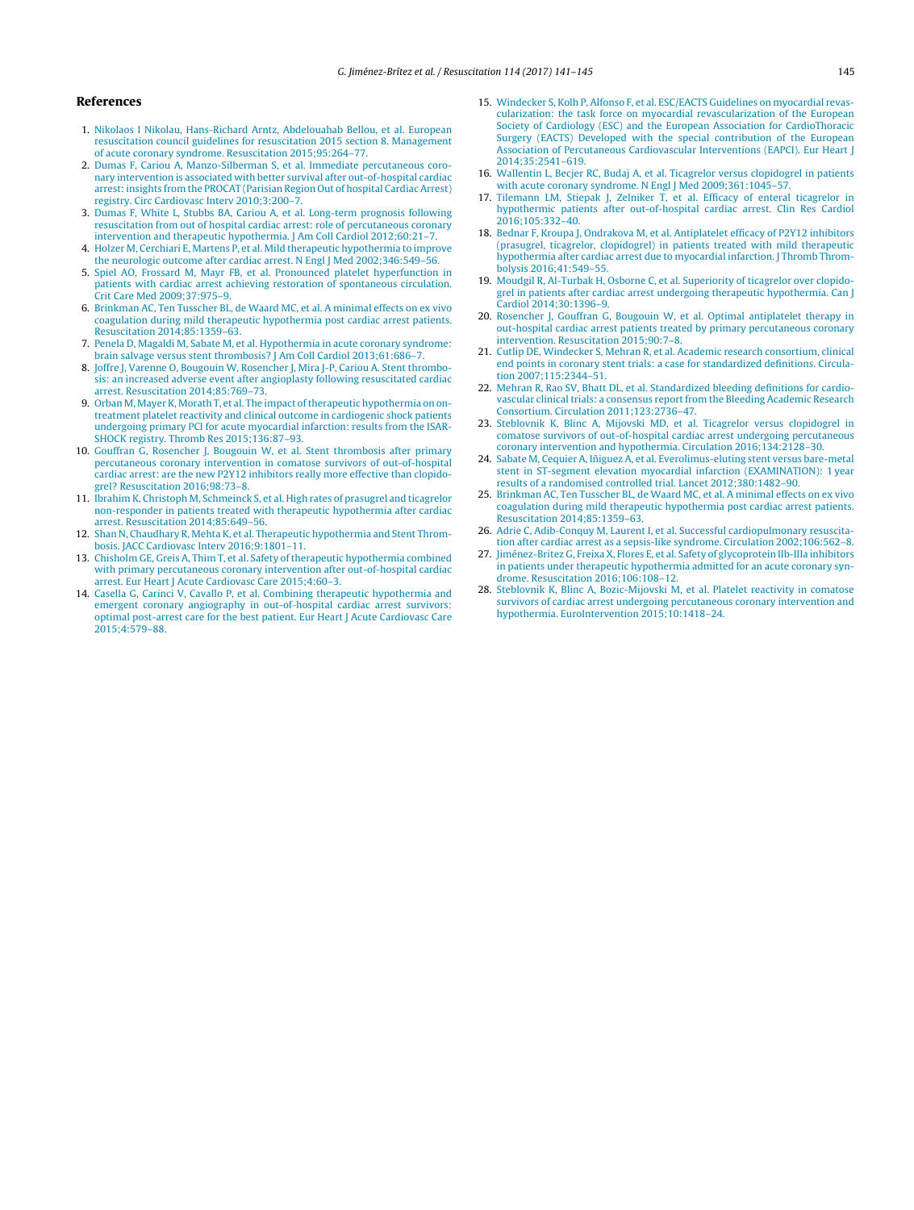## References

1. Nikolaos I Nikolau, Hans-Richard Arntz, Abdelouahab Bellou, et al. European resuscitation council guidelines for resuscitation 2015 section 8. Management of acute coronary syndrome. Resuscitation 2015;95:264–77.
2. Dumas F, Cariou A, Manzo-Silberman S, et al. Immediate percutaneous coronary intervention is associated with better survival after out-of-hospital cardiac arrest: insights from the PROCAT (Parisian Region Out of hospital Cardiac Arrest) registry. Circ Cardiovasc Interv 2010;3:200–7.
3. Dumas F, White L, Stubbs BA, Cariou A, et al. Long-term prognosis following resuscitation from out of hospital cardiac arrest: role of percutaneous coronary intervention and therapeutic hypothermia. J Am Coll Cardiol 2012;60:21–7.
4. Holzer M, Cerchiari E, Martens P, et al. Mild therapeutic hypothermia to improve the neurologic outcome after cardiac arrest. N Engl J Med 2002;346:549–56.
5. Spiel AO, Frossard M, Mayr FB, et al. Pronounced platelet hyperfunction in patients with cardiac arrest achieving restoration of spontaneous circulation. Crit Care Med 2009;37:975–9.
6. Brinkman AC, Ten Tusscher BL, de Waard MC, et al. A minimal effects on ex vivo coagulation during mild therapeutic hypothermia post cardiac arrest patients. Resuscitation 2014;85:1359–63.
7. Penela D, Magaldi M, Sabate M, et al. Hypothermia in acute coronary syndrome: brain salvage versus stent thrombosis? J Am Coll Cardiol 2013;61:686–7.
8. Joffre J, Varenne O, Bougouin W, Rosencher J, Mira J-P, Cariou A. Stent thrombosis: an increased adverse event after angioplasty following resuscitated cardiac arrest. Resuscitation 2014;85:769–73.
9. Orban M, Mayer K, Morath T, et al. The impact of therapeutic hypothermia on on-treatment platelet reactivity and clinical outcome in cardiogenic shock patients undergoing primary PCI for acute myocardial infarction: results from the ISAR-SHOCK registry. Thromb Res 2015;136:87–93.
10. Gouffran G, Rosencher J, Bougouin W, et al. Stent thrombosis after primary percutaneous coronary intervention in comatose survivors of out-of-hospital cardiac arrest: are the new P2Y12 inhibitors really more effective than clopidogrel? Resuscitation 2016;98:73–8.
11. Ibrahim K, Christoph M, Schmeinck S, et al. High rates of prasugrel and ticagrelor non-responder in patients treated with therapeutic hypothermia after cardiac arrest. Resuscitation 2014;85:649–56.
12. Shan N, Chaudhary R, Mehta K, et al. Therapeutic hypothermia and Stent Thrombosis. JACC Cardiovasc Interv 2016;9:1801–11.
13. Chisholm GE, Greis A, Thim T, et al. Safety of therapeutic hypothermia combined with primary percutaneous coronary intervention after out-of-hospital cardiac arrest. Eur Heart J Acute Cardiovasc Care 2015;4:60–3.
14. Casella G, Carinci V, Cavallo P, et al. Combining therapeutic hypothermia and emergent coronary angiography in out-of-hospital cardiac arrest survivors: optimal post-arrest care for the best patient. Eur Heart J Acute Cardiovasc Care 2015;4:579–88.
15. Windecker S, Kolh P, Alfonso F, et al. ESC/EACTS Guidelines on myocardial revascularization: the task force on myocardial revascularization of the European Society of Cardiology (ESC) and the European Association for CardioThoracic Surgery (EACTS) Developed with the special contribution of the European Association of Percutaneous Cardiovascular Interventions (EAPCI). Eur Heart J 2014;35:2541–619.
16. Wallentin L, Becjer RC, Budaj A, et al. Ticagrelor versus clopidogrel in patients with acute coronary syndrome. N Engl J Med 2009;361:1045–57.
17. Tilemann LM, Stiepak J, Zelniker T, et al. Efficacy of enteral ticagrelor in hypothermic patients after out-of-hospital cardiac arrest. Clin Res Cardiol 2016;105:332–40.
18. Bednar F, Kroupa J, Ondrakova M, et al. Antiplatelet efficacy of P2Y12 inhibitors (prasugrel, ticagrelor, clopidogrel) in patients treated with mild therapeutic hypothermia after cardiac arrest due to myocardial infarction. J Thromb Thrombolysis 2016;41:549–55.
19. Moudgil R, Al-Turbak H, Osborne C, et al. Superiority of ticagrelor over clopidogrel in patients after cardiac arrest undergoing therapeutic hypothermia. Can J Cardiol 2014;30:1396–9.
20. Rosencher J, Gouffran G, Bougouin W, et al. Optimal antiplatelet therapy in out-hospital cardiac arrest patients treated by primary percutaneous coronary intervention. Resuscitation 2015;90:7–8.
21. Cutlip DE, Windecker S, Mehran R, et al. Academic research consortium, clinical end points in coronary stent trials: a case for standardized definitions. Circulation 2007;115:2344–51.
22. Mehran R, Rao SV, Bhatt DL, et al. Standardized bleeding definitions for cardiovascular clinical trials: a consensus report from the Bleeding Academic Research Consortium. Circulation 2011;123:2736–47.
23. Steblovnik K, Blinc A, Mijovski MD, et al. Ticagrelor versus clopidogrel in comatose survivors of out-of-hospital cardiac arrest undergoing percutaneous coronary intervention and hypothermia. Circulation 2016;134:2128–30.
24. Sabate M, Cequier A, Iñiguez A, et al. Everolimus-eluting stent versus bare-metal stent in ST-segment elevation myocardial infarction (EXAMINATION): 1 year results of a randomised controlled trial. Lancet 2012;380:1482–90.
25. Brinkman AC, Ten Tusscher BL, de Waard MC, et al. A minimal effects on ex vivo coagulation during mild therapeutic hypothermia post cardiac arrest patients. Resuscitation 2014;85:1359–63.
26. Adrie C, Adib-Conquy M, Laurent I, et al. Successful cardiopulmonary resuscitation after cardiac arrest as a sepsis-like syndrome. Circulation 2002;106:562–8.
27. Jiménez-Britez G, Freixa X, Flores E, et al. Safety of glycoprotein IIb-IIIa inhibitors in patients under therapeutic hypothermia admitted for an acute coronary syndrome. Resuscitation 2016;106:108–12.
28. Steblovnik K, Blinc A, Bozic-Mijovski M, et al. Platelet reactivity in comatose survivors of cardiac arrest undergoing percutaneous coronary intervention and hypothermia. EuroIntervention 2015;10:1418–24.